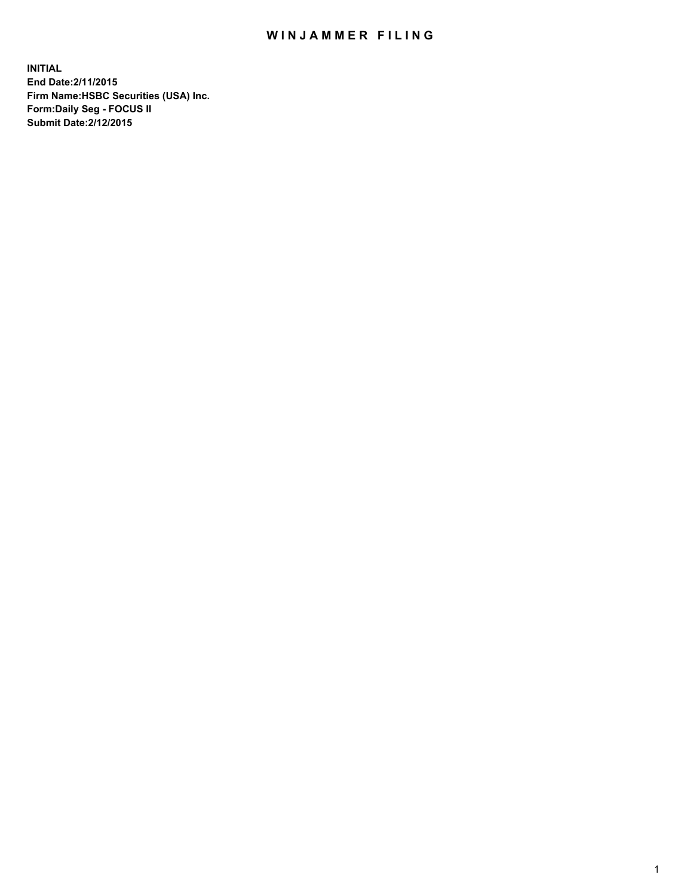# WINJAMMER FILING

**INITIAL**
**End Date:2/11/2015**
**Firm Name:HSBC Securities (USA) Inc.**
**Form:Daily Seg - FOCUS II**
**Submit Date:2/12/2015**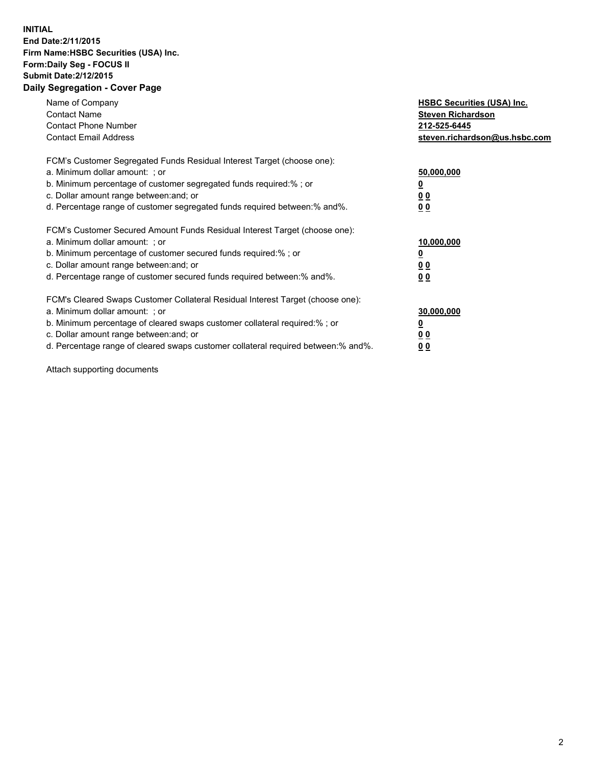**INITIAL**
**End Date:2/11/2015**
**Firm Name:HSBC Securities (USA) Inc.**
**Form:Daily Seg - FOCUS II**
**Submit Date:2/12/2015**

## Daily Segregation - Cover Page

| | |
|---|---|
| Name of Company | **HSBC Securities (USA) Inc.** |
| Contact Name | **Steven Richardson** |
| Contact Phone Number | **212-525-6445** |
| Contact Email Address | **steven.richardson@us.hsbc.com** |

| | |
|---|---|
| FCM's Customer Segregated Funds Residual Interest Target (choose one): | |
| a. Minimum dollar amount: ; or | **50,000,000** |
| b. Minimum percentage of customer segregated funds required:% ; or | **0** |
| c. Dollar amount range between:and; or | **0 0** |
| d. Percentage range of customer segregated funds required between:% and%. | **0 0** |

| | |
|---|---|
| FCM's Customer Secured Amount Funds Residual Interest Target (choose one): | |
| a. Minimum dollar amount: ; or | **10,000,000** |
| b. Minimum percentage of customer secured funds required:% ; or | **0** |
| c. Dollar amount range between:and; or | **0 0** |
| d. Percentage range of customer secured funds required between:% and%. | **0 0** |

| | |
|---|---|
| FCM's Cleared Swaps Customer Collateral Residual Interest Target (choose one): | |
| a. Minimum dollar amount: ; or | **30,000,000** |
| b. Minimum percentage of cleared swaps customer collateral required:% ; or | **0** |
| c. Dollar amount range between:and; or | **0 0** |
| d. Percentage range of cleared swaps customer collateral required between:% and%. | **0 0** |

Attach supporting documents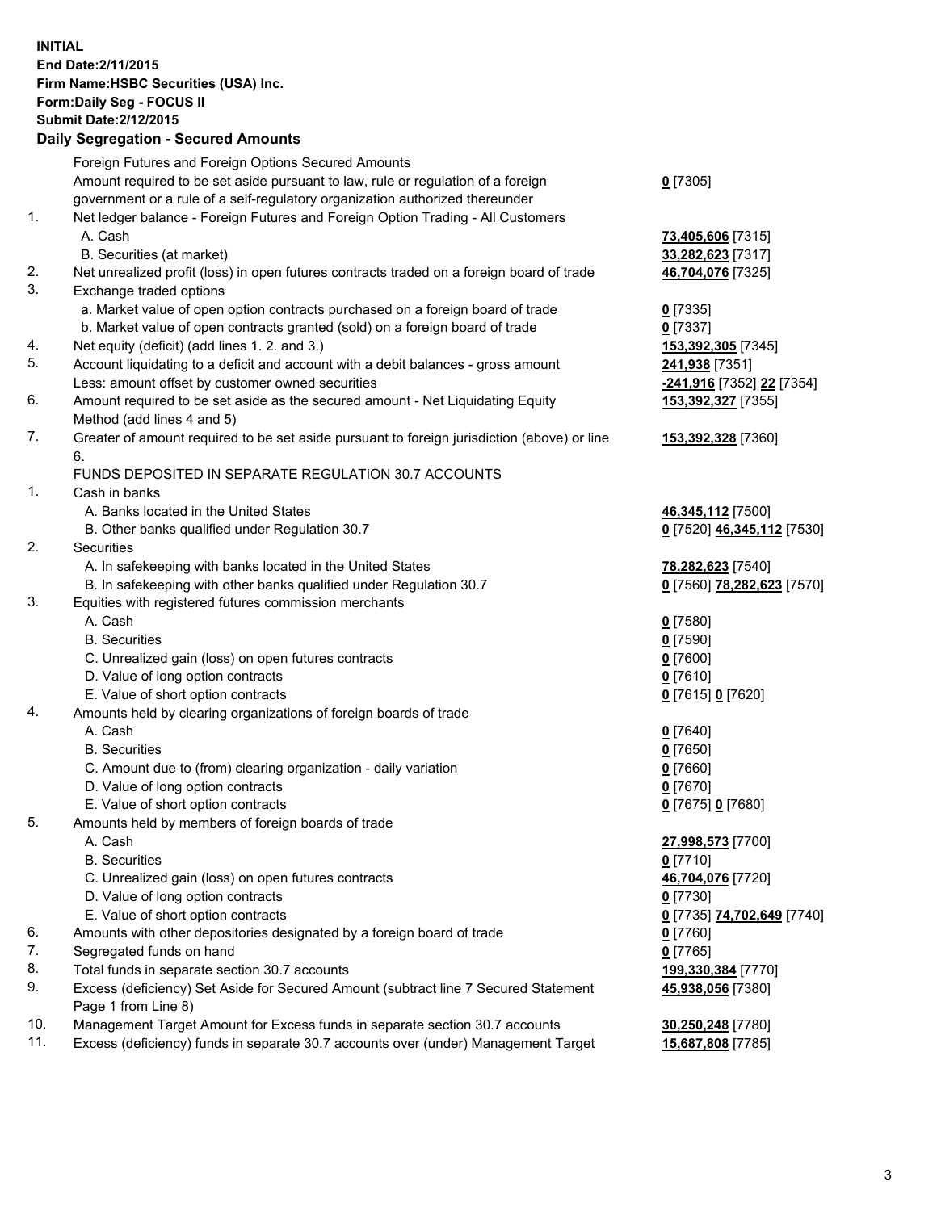**INITIAL**
**End Date:2/11/2015**
**Firm Name:HSBC Securities (USA) Inc.**
**Form:Daily Seg - FOCUS II**
**Submit Date:2/12/2015**

## Daily Segregation - Secured Amounts

| | | |
|---|---|---|
| | Foreign Futures and Foreign Options Secured Amounts | |
| | Amount required to be set aside pursuant to law, rule or regulation of a foreign government or a rule of a self-regulatory organization authorized thereunder | **0** [7305] |
| 1. | Net ledger balance - Foreign Futures and Foreign Option Trading - All Customers | |
| | A. Cash | **73,405,606** [7315] |
| | B. Securities (at market) | **33,282,623** [7317] |
| 2. | Net unrealized profit (loss) in open futures contracts traded on a foreign board of trade | **46,704,076** [7325] |
| 3. | Exchange traded options | |
| | a. Market value of open option contracts purchased on a foreign board of trade | **0** [7335] |
| | b. Market value of open contracts granted (sold) on a foreign board of trade | **0** [7337] |
| 4. | Net equity (deficit) (add lines 1. 2. and 3.) | **153,392,305** [7345] |
| 5. | Account liquidating to a deficit and account with a debit balances - gross amount | **241,938** [7351] |
| | Less: amount offset by customer owned securities | **-241,916** [7352] **22** [7354] |
| 6. | Amount required to be set aside as the secured amount - Net Liquidating Equity Method (add lines 4 and 5) | **153,392,327** [7355] |
| 7. | Greater of amount required to be set aside pursuant to foreign jurisdiction (above) or line 6. | **153,392,328** [7360] |
| | FUNDS DEPOSITED IN SEPARATE REGULATION 30.7 ACCOUNTS | |
| 1. | Cash in banks | |
| | A. Banks located in the United States | **46,345,112** [7500] |
| | B. Other banks qualified under Regulation 30.7 | **0** [7520] **46,345,112** [7530] |
| 2. | Securities | |
| | A. In safekeeping with banks located in the United States | **78,282,623** [7540] |
| | B. In safekeeping with other banks qualified under Regulation 30.7 | **0** [7560] **78,282,623** [7570] |
| 3. | Equities with registered futures commission merchants | |
| | A. Cash | **0** [7580] |
| | B. Securities | **0** [7590] |
| | C. Unrealized gain (loss) on open futures contracts | **0** [7600] |
| | D. Value of long option contracts | **0** [7610] |
| | E. Value of short option contracts | **0** [7615] **0** [7620] |
| 4. | Amounts held by clearing organizations of foreign boards of trade | |
| | A. Cash | **0** [7640] |
| | B. Securities | **0** [7650] |
| | C. Amount due to (from) clearing organization - daily variation | **0** [7660] |
| | D. Value of long option contracts | **0** [7670] |
| | E. Value of short option contracts | **0** [7675] **0** [7680] |
| 5. | Amounts held by members of foreign boards of trade | |
| | A. Cash | **27,998,573** [7700] |
| | B. Securities | **0** [7710] |
| | C. Unrealized gain (loss) on open futures contracts | **46,704,076** [7720] |
| | D. Value of long option contracts | **0** [7730] |
| | E. Value of short option contracts | **0** [7735] **74,702,649** [7740] |
| 6. | Amounts with other depositories designated by a foreign board of trade | **0** [7760] |
| 7. | Segregated funds on hand | **0** [7765] |
| 8. | Total funds in separate section 30.7 accounts | **199,330,384** [7770] |
| 9. | Excess (deficiency) Set Aside for Secured Amount (subtract line 7 Secured Statement Page 1 from Line 8) | **45,938,056** [7380] |
| 10. | Management Target Amount for Excess funds in separate section 30.7 accounts | **30,250,248** [7780] |
| 11. | Excess (deficiency) funds in separate 30.7 accounts over (under) Management Target | **15,687,808** [7785] |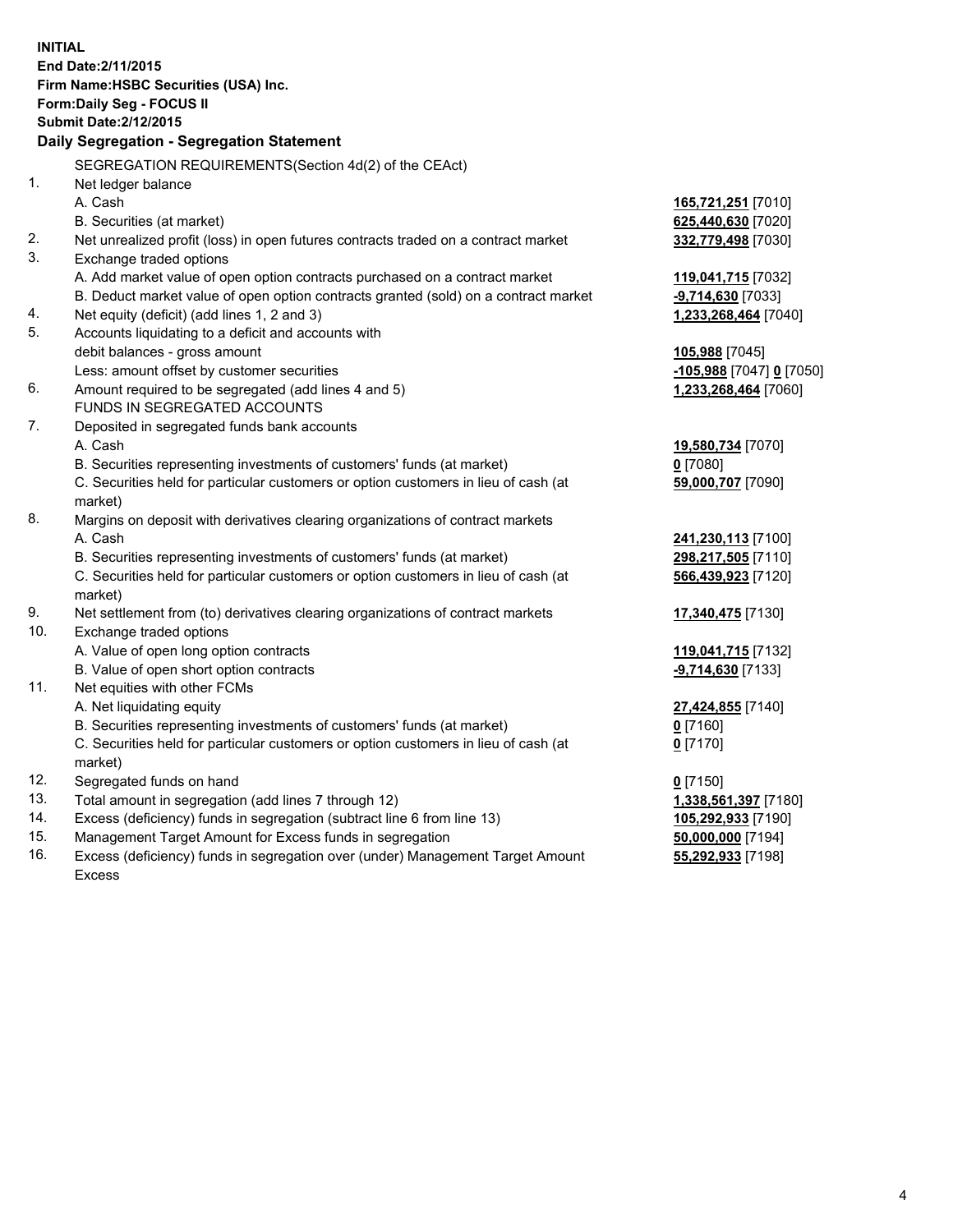**INITIAL**
**End Date:2/11/2015**
**Firm Name:HSBC Securities (USA) Inc.**
**Form:Daily Seg - FOCUS II**
**Submit Date:2/12/2015**

## Daily Segregation - Segregation Statement

| | | |
|---|---|---|
| | SEGREGATION REQUIREMENTS(Section 4d(2) of the CEAct) | |
| 1. | Net ledger balance | |
| | A. Cash | **165,721,251** [7010] |
| | B. Securities (at market) | **625,440,630** [7020] |
| 2. | Net unrealized profit (loss) in open futures contracts traded on a contract market | **332,779,498** [7030] |
| 3. | Exchange traded options | |
| | A. Add market value of open option contracts purchased on a contract market | **119,041,715** [7032] |
| | B. Deduct market value of open option contracts granted (sold) on a contract market | **-9,714,630** [7033] |
| 4. | Net equity (deficit) (add lines 1, 2 and 3) | **1,233,268,464** [7040] |
| 5. | Accounts liquidating to a deficit and accounts with debit balances - gross amount | **105,988** [7045] |
| | Less: amount offset by customer securities | **-105,988** [7047] **0** [7050] |
| 6. | Amount required to be segregated (add lines 4 and 5) | **1,233,268,464** [7060] |
| | FUNDS IN SEGREGATED ACCOUNTS | |
| 7. | Deposited in segregated funds bank accounts | |
| | A. Cash | **19,580,734** [7070] |
| | B. Securities representing investments of customers' funds (at market) | **0** [7080] |
| | C. Securities held for particular customers or option customers in lieu of cash (at market) | **59,000,707** [7090] |
| 8. | Margins on deposit with derivatives clearing organizations of contract markets | |
| | A. Cash | **241,230,113** [7100] |
| | B. Securities representing investments of customers' funds (at market) | **298,217,505** [7110] |
| | C. Securities held for particular customers or option customers in lieu of cash (at market) | **566,439,923** [7120] |
| 9. | Net settlement from (to) derivatives clearing organizations of contract markets | **17,340,475** [7130] |
| 10. | Exchange traded options | |
| | A. Value of open long option contracts | **119,041,715** [7132] |
| | B. Value of open short option contracts | **-9,714,630** [7133] |
| 11. | Net equities with other FCMs | |
| | A. Net liquidating equity | **27,424,855** [7140] |
| | B. Securities representing investments of customers' funds (at market) | **0** [7160] |
| | C. Securities held for particular customers or option customers in lieu of cash (at market) | **0** [7170] |
| 12. | Segregated funds on hand | **0** [7150] |
| 13. | Total amount in segregation (add lines 7 through 12) | **1,338,561,397** [7180] |
| 14. | Excess (deficiency) funds in segregation (subtract line 6 from line 13) | **105,292,933** [7190] |
| 15. | Management Target Amount for Excess funds in segregation | **50,000,000** [7194] |
| 16. | Excess (deficiency) funds in segregation over (under) Management Target Amount Excess | **55,292,933** [7198] |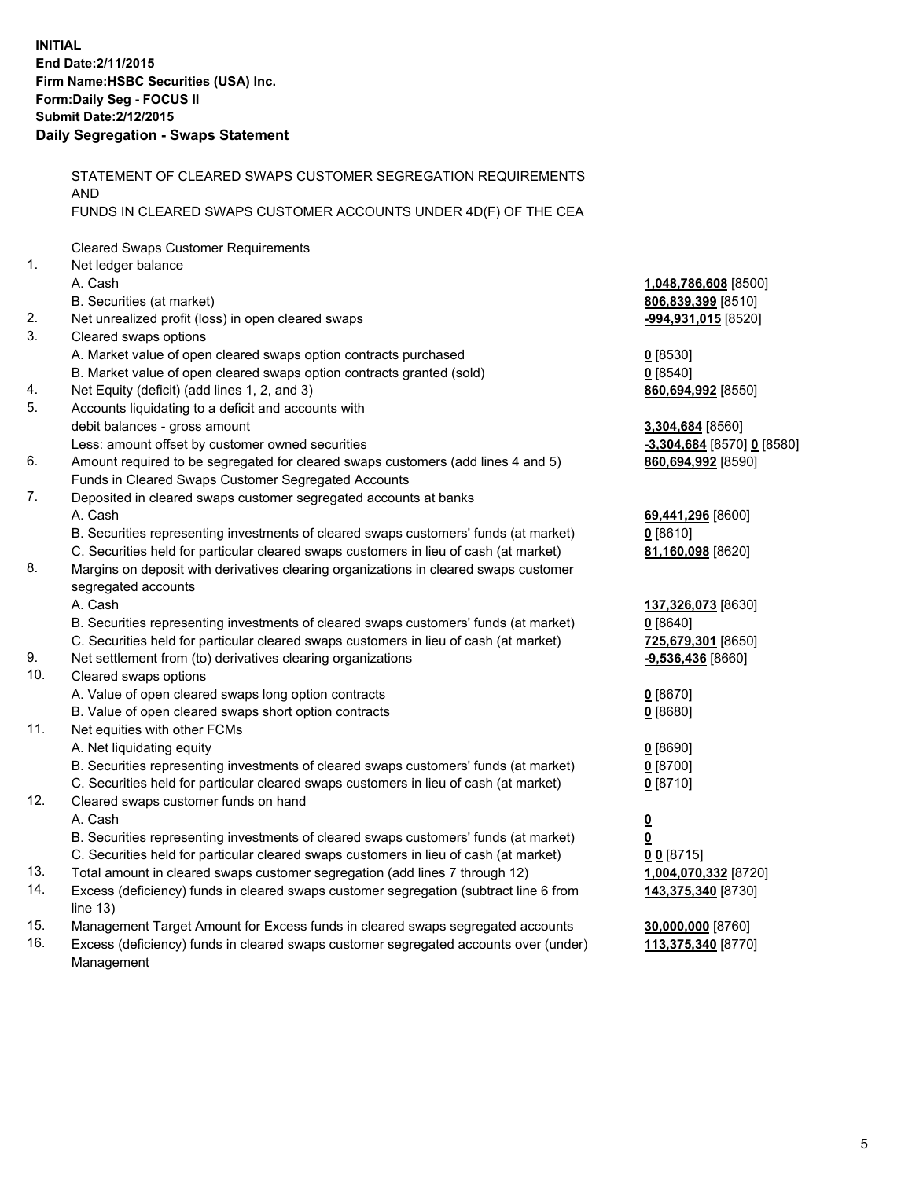**INITIAL**
**End Date:2/11/2015**
**Firm Name:HSBC Securities (USA) Inc.**
**Form:Daily Seg - FOCUS II**
**Submit Date:2/12/2015**
**Daily Segregation - Swaps Statement**

STATEMENT OF CLEARED SWAPS CUSTOMER SEGREGATION REQUIREMENTS AND FUNDS IN CLEARED SWAPS CUSTOMER ACCOUNTS UNDER 4D(F) OF THE CEA

| | | |
|---|---|---|
| | Cleared Swaps Customer Requirements | |
| 1. | Net ledger balance | |
| | A. Cash | **1,048,786,608** [8500] |
| | B. Securities (at market) | **806,839,399** [8510] |
| 2. | Net unrealized profit (loss) in open cleared swaps | **-994,931,015** [8520] |
| 3. | Cleared swaps options | |
| | A. Market value of open cleared swaps option contracts purchased | **0** [8530] |
| | B. Market value of open cleared swaps option contracts granted (sold) | **0** [8540] |
| 4. | Net Equity (deficit) (add lines 1, 2, and 3) | **860,694,992** [8550] |
| 5. | Accounts liquidating to a deficit and accounts with debit balances - gross amount | **3,304,684** [8560] |
| | Less: amount offset by customer owned securities | **-3,304,684** [8570] **0** [8580] |
| 6. | Amount required to be segregated for cleared swaps customers (add lines 4 and 5) | **860,694,992** [8590] |
| | Funds in Cleared Swaps Customer Segregated Accounts | |
| 7. | Deposited in cleared swaps customer segregated accounts at banks | |
| | A. Cash | **69,441,296** [8600] |
| | B. Securities representing investments of cleared swaps customers' funds (at market) | **0** [8610] |
| | C. Securities held for particular cleared swaps customers in lieu of cash (at market) | **81,160,098** [8620] |
| 8. | Margins on deposit with derivatives clearing organizations in cleared swaps customer segregated accounts | |
| | A. Cash | **137,326,073** [8630] |
| | B. Securities representing investments of cleared swaps customers' funds (at market) | **0** [8640] |
| | C. Securities held for particular cleared swaps customers in lieu of cash (at market) | **725,679,301** [8650] |
| 9. | Net settlement from (to) derivatives clearing organizations | **-9,536,436** [8660] |
| 10. | Cleared swaps options | |
| | A. Value of open cleared swaps long option contracts | **0** [8670] |
| | B. Value of open cleared swaps short option contracts | **0** [8680] |
| 11. | Net equities with other FCMs | |
| | A. Net liquidating equity | **0** [8690] |
| | B. Securities representing investments of cleared swaps customers' funds (at market) | **0** [8700] |
| | C. Securities held for particular cleared swaps customers in lieu of cash (at market) | **0** [8710] |
| 12. | Cleared swaps customer funds on hand | |
| | A. Cash | **0** |
| | B. Securities representing investments of cleared swaps customers' funds (at market) | **0** |
| | C. Securities held for particular cleared swaps customers in lieu of cash (at market) | **0** **0** [8715] |
| 13. | Total amount in cleared swaps customer segregation (add lines 7 through 12) | **1,004,070,332** [8720] |
| 14. | Excess (deficiency) funds in cleared swaps customer segregation (subtract line 6 from line 13) | **143,375,340** [8730] |
| 15. | Management Target Amount for Excess funds in cleared swaps segregated accounts | **30,000,000** [8760] |
| 16. | Excess (deficiency) funds in cleared swaps customer segregated accounts over (under) Management | **113,375,340** [8770] |